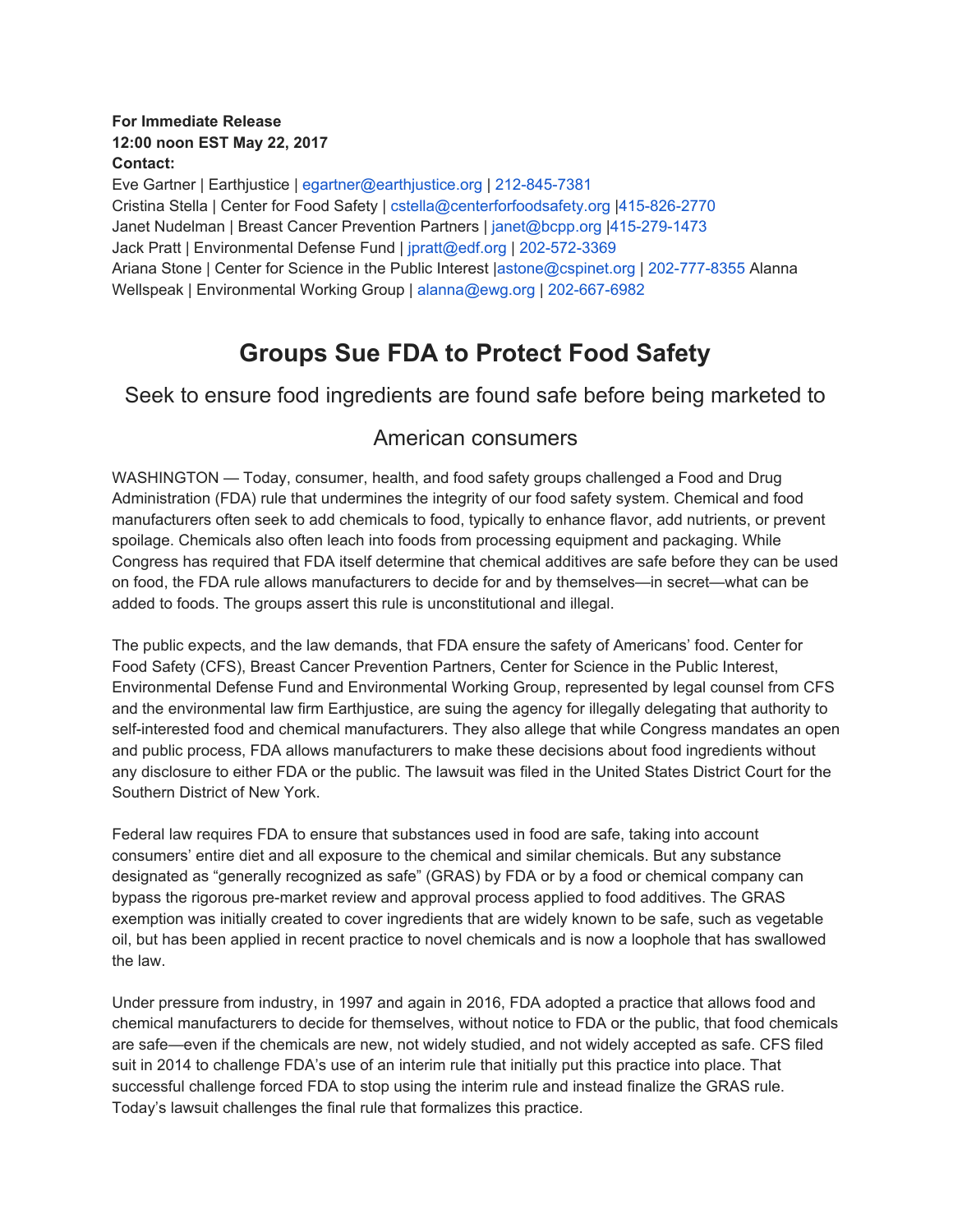**For Immediate Release**
**12:00 noon EST May 22, 2017**
**Contact:**
Eve Gartner | Earthjustice | egartner@earthjustice.org | 212-845-7381
Cristina Stella | Center for Food Safety | cstella@centerforfoodsafety.org |415-826-2770
Janet Nudelman | Breast Cancer Prevention Partners | janet@bcpp.org |415-279-1473
Jack Pratt | Environmental Defense Fund | jpratt@edf.org | 202-572-3369
Ariana Stone | Center for Science in the Public Interest |astone@cspinet.org | 202-777-8355 Alanna Wellspeak | Environmental Working Group | alanna@ewg.org | 202-667-6982

# Groups Sue FDA to Protect Food Safety

## Seek to ensure food ingredients are found safe before being marketed to American consumers

WASHINGTON — Today, consumer, health, and food safety groups challenged a Food and Drug Administration (FDA) rule that undermines the integrity of our food safety system. Chemical and food manufacturers often seek to add chemicals to food, typically to enhance flavor, add nutrients, or prevent spoilage. Chemicals also often leach into foods from processing equipment and packaging. While Congress has required that FDA itself determine that chemical additives are safe before they can be used on food, the FDA rule allows manufacturers to decide for and by themselves—in secret—what can be added to foods. The groups assert this rule is unconstitutional and illegal.

The public expects, and the law demands, that FDA ensure the safety of Americans' food. Center for Food Safety (CFS), Breast Cancer Prevention Partners, Center for Science in the Public Interest, Environmental Defense Fund and Environmental Working Group, represented by legal counsel from CFS and the environmental law firm Earthjustice, are suing the agency for illegally delegating that authority to self-interested food and chemical manufacturers. They also allege that while Congress mandates an open and public process, FDA allows manufacturers to make these decisions about food ingredients without any disclosure to either FDA or the public. The lawsuit was filed in the United States District Court for the Southern District of New York.

Federal law requires FDA to ensure that substances used in food are safe, taking into account consumers' entire diet and all exposure to the chemical and similar chemicals. But any substance designated as "generally recognized as safe" (GRAS) by FDA or by a food or chemical company can bypass the rigorous pre-market review and approval process applied to food additives. The GRAS exemption was initially created to cover ingredients that are widely known to be safe, such as vegetable oil, but has been applied in recent practice to novel chemicals and is now a loophole that has swallowed the law.

Under pressure from industry, in 1997 and again in 2016, FDA adopted a practice that allows food and chemical manufacturers to decide for themselves, without notice to FDA or the public, that food chemicals are safe—even if the chemicals are new, not widely studied, and not widely accepted as safe. CFS filed suit in 2014 to challenge FDA's use of an interim rule that initially put this practice into place. That successful challenge forced FDA to stop using the interim rule and instead finalize the GRAS rule. Today's lawsuit challenges the final rule that formalizes this practice.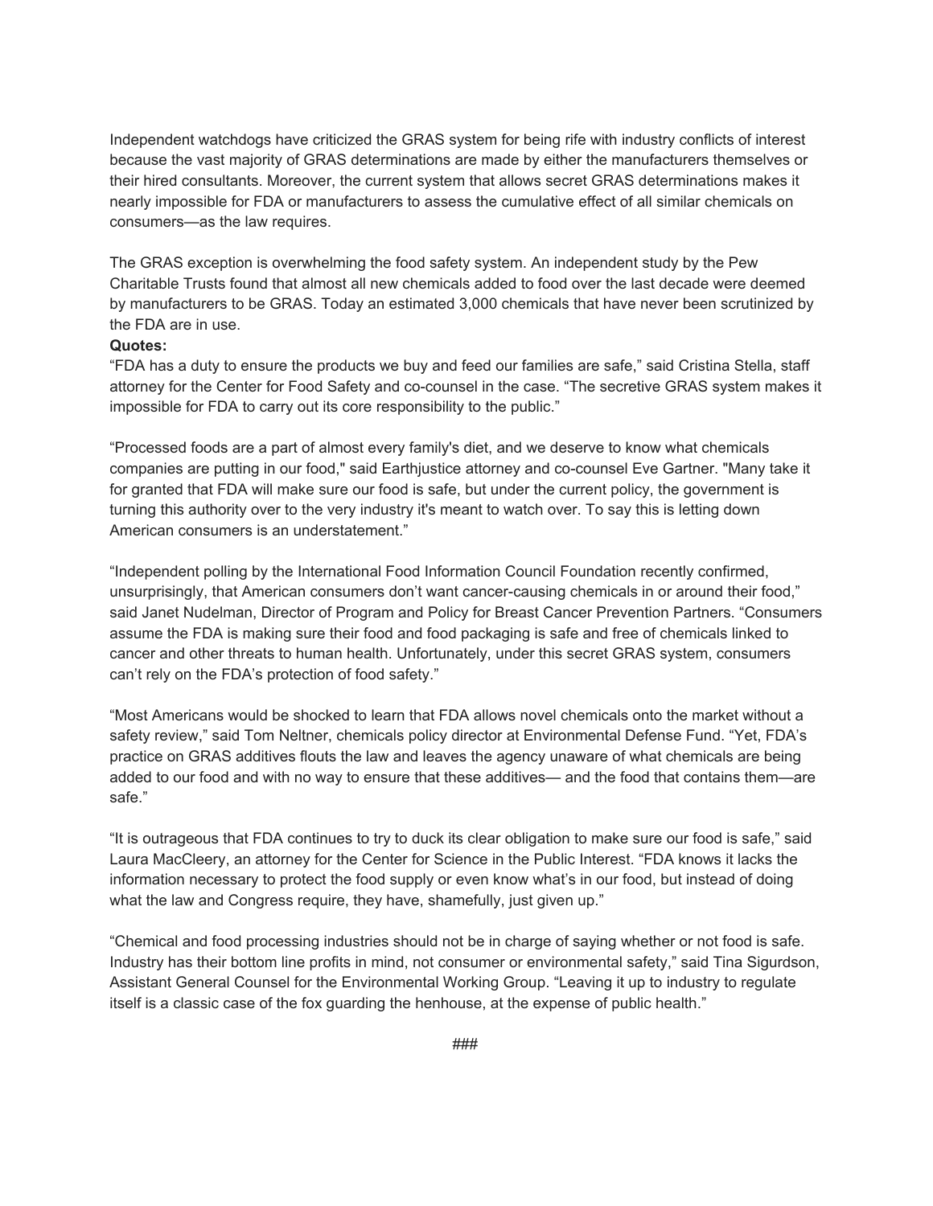Independent watchdogs have criticized the GRAS system for being rife with industry conflicts of interest because the vast majority of GRAS determinations are made by either the manufacturers themselves or their hired consultants. Moreover, the current system that allows secret GRAS determinations makes it nearly impossible for FDA or manufacturers to assess the cumulative effect of all similar chemicals on consumers—as the law requires.

The GRAS exception is overwhelming the food safety system. An independent study by the Pew Charitable Trusts found that almost all new chemicals added to food over the last decade were deemed by manufacturers to be GRAS. Today an estimated 3,000 chemicals that have never been scrutinized by the FDA are in use.

**Quotes:**

"FDA has a duty to ensure the products we buy and feed our families are safe," said Cristina Stella, staff attorney for the Center for Food Safety and co-counsel in the case. "The secretive GRAS system makes it impossible for FDA to carry out its core responsibility to the public."

"Processed foods are a part of almost every family's diet, and we deserve to know what chemicals companies are putting in our food," said Earthjustice attorney and co-counsel Eve Gartner. "Many take it for granted that FDA will make sure our food is safe, but under the current policy, the government is turning this authority over to the very industry it's meant to watch over. To say this is letting down American consumers is an understatement."

"Independent polling by the International Food Information Council Foundation recently confirmed, unsurprisingly, that American consumers don't want cancer-causing chemicals in or around their food," said Janet Nudelman, Director of Program and Policy for Breast Cancer Prevention Partners. "Consumers assume the FDA is making sure their food and food packaging is safe and free of chemicals linked to cancer and other threats to human health. Unfortunately, under this secret GRAS system, consumers can't rely on the FDA's protection of food safety."

"Most Americans would be shocked to learn that FDA allows novel chemicals onto the market without a safety review," said Tom Neltner, chemicals policy director at Environmental Defense Fund. "Yet, FDA's practice on GRAS additives flouts the law and leaves the agency unaware of what chemicals are being added to our food and with no way to ensure that these additives— and the food that contains them—are safe."

"It is outrageous that FDA continues to try to duck its clear obligation to make sure our food is safe," said Laura MacCleery, an attorney for the Center for Science in the Public Interest. "FDA knows it lacks the information necessary to protect the food supply or even know what's in our food, but instead of doing what the law and Congress require, they have, shamefully, just given up."

"Chemical and food processing industries should not be in charge of saying whether or not food is safe. Industry has their bottom line profits in mind, not consumer or environmental safety," said Tina Sigurdson, Assistant General Counsel for the Environmental Working Group. "Leaving it up to industry to regulate itself is a classic case of the fox guarding the henhouse, at the expense of public health."

###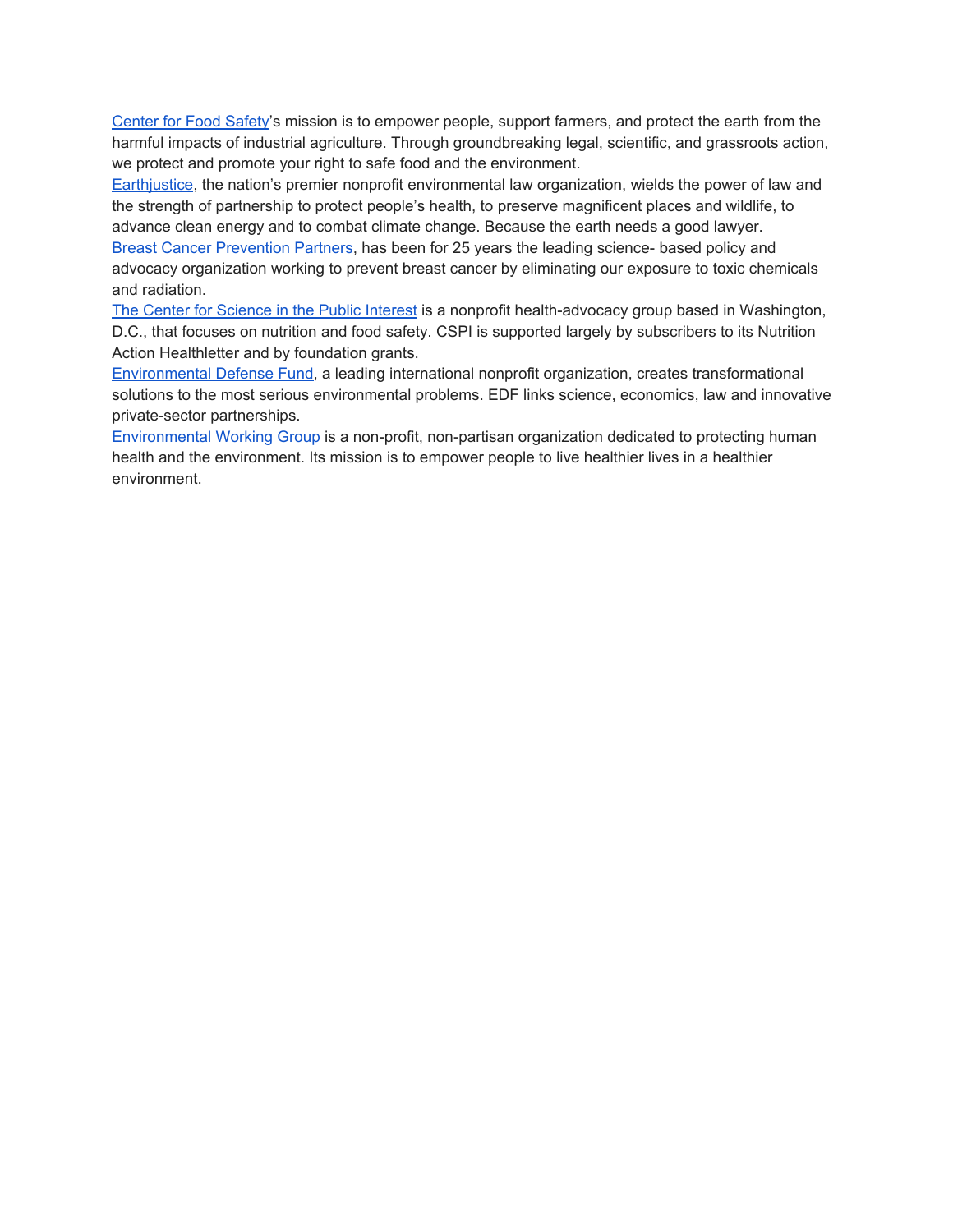Center for Food Safety's mission is to empower people, support farmers, and protect the earth from the harmful impacts of industrial agriculture. Through groundbreaking legal, scientific, and grassroots action, we protect and promote your right to safe food and the environment.

Earthjustice, the nation's premier nonprofit environmental law organization, wields the power of law and the strength of partnership to protect people's health, to preserve magnificent places and wildlife, to advance clean energy and to combat climate change. Because the earth needs a good lawyer.

Breast Cancer Prevention Partners, has been for 25 years the leading science- based policy and advocacy organization working to prevent breast cancer by eliminating our exposure to toxic chemicals and radiation.

The Center for Science in the Public Interest is a nonprofit health-advocacy group based in Washington, D.C., that focuses on nutrition and food safety. CSPI is supported largely by subscribers to its Nutrition Action Healthletter and by foundation grants.

Environmental Defense Fund, a leading international nonprofit organization, creates transformational solutions to the most serious environmental problems. EDF links science, economics, law and innovative private-sector partnerships.

Environmental Working Group is a non-profit, non-partisan organization dedicated to protecting human health and the environment. Its mission is to empower people to live healthier lives in a healthier environment.